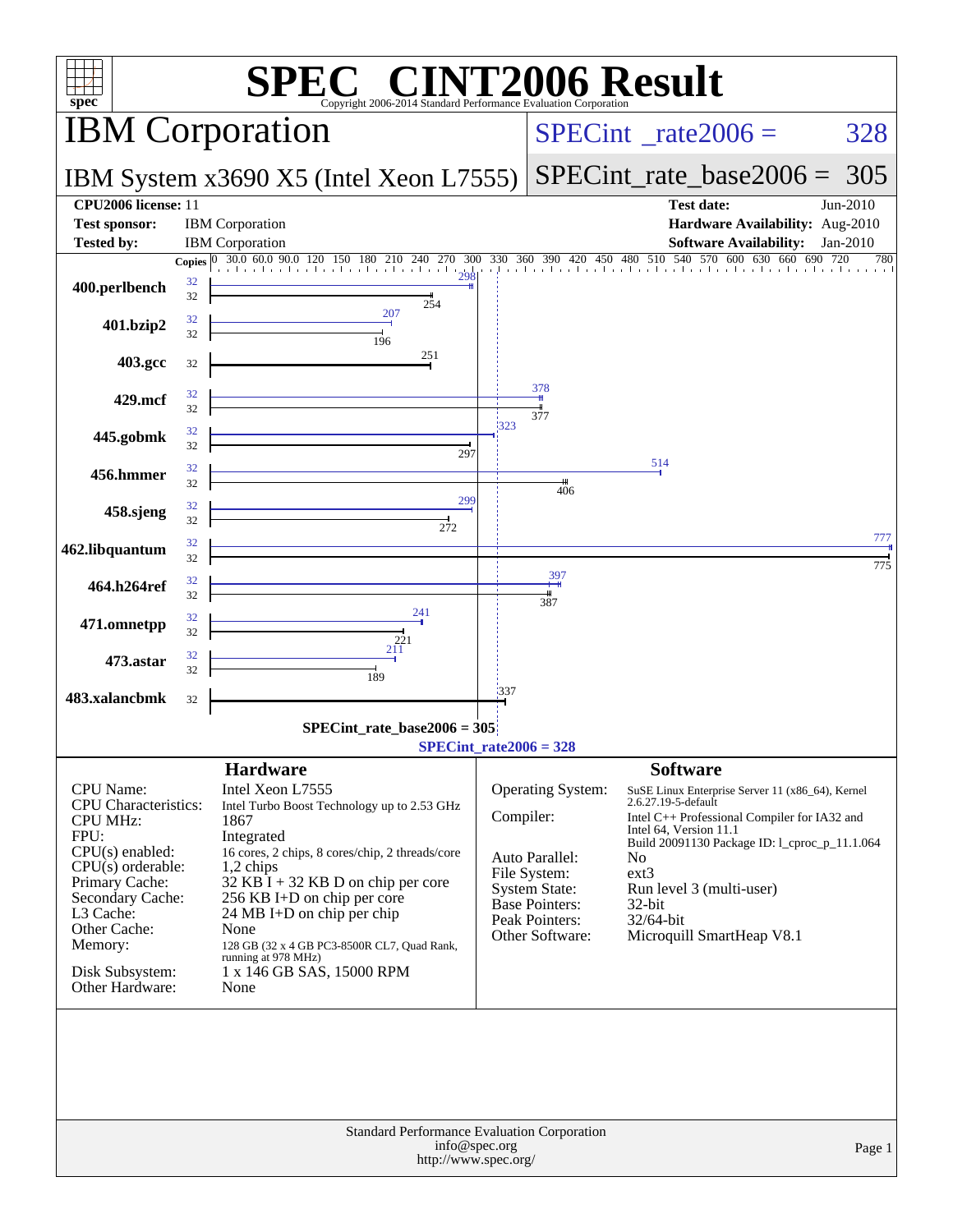# SPEC CINT2006 Result

Copyright 2006-2014 Standard Performance Evaluation Corporation

## IBM Corporation

**IBM System x3690 X5 (Intel Xeon L7555)**

SPECint_rate2006 = 328

SPECint_rate_base2006 = 305

| | | | |
|---|---|---|---|
| **CPU2006 license:** 11 | | **Test date:** | Jun-2010 |
| **Test sponsor:** | IBM Corporation | **Hardware Availability:** | Aug-2010 |
| **Tested by:** | IBM Corporation | **Software Availability:** | Jan-2010 |

| Benchmark | Copies (peak) | Peak | Copies (base) | Base |
|---|---|---|---|---|
| 400.perlbench | 32 | 298 | 32 | 254 |
| 401.bzip2 | 32 | 207 | 32 | 196 |
| 403.gcc | | | 32 | 251 |
| 429.mcf | 32 | 378 | 32 | 377 |
| 445.gobmk | 32 | 323 | 32 | 297 |
| 456.hmmer | 32 | 514 | 32 | 406 |
| 458.sjeng | 32 | 299 | 32 | 272 |
| 462.libquantum | 32 | 777 | 32 | 775 |
| 464.h264ref | 32 | 397 | 32 | 387 |
| 471.omnetpp | 32 | 241 | 32 | 221 |
| 473.astar | 32 | 211 | 32 | 189 |
| 483.xalancbmk | | | 32 | 337 |

SPECint_rate_base2006 = 305

SPECint_rate2006 = 328

### Hardware

| | |
|---|---|
| CPU Name: | Intel Xeon L7555 |
| CPU Characteristics: | Intel Turbo Boost Technology up to 2.53 GHz |
| CPU MHz: | 1867 |
| FPU: | Integrated |
| CPU(s) enabled: | 16 cores, 2 chips, 8 cores/chip, 2 threads/core |
| CPU(s) orderable: | 1,2 chips |
| Primary Cache: | 32 KB I + 32 KB D on chip per core |
| Secondary Cache: | 256 KB I+D on chip per core |
| L3 Cache: | 24 MB I+D on chip per chip |
| Other Cache: | None |
| Memory: | 128 GB (32 x 4 GB PC3-8500R CL7, Quad Rank, running at 978 MHz) |
| Disk Subsystem: | 1 x 146 GB SAS, 15000 RPM |
| Other Hardware: | None |

### Software

| | |
|---|---|
| Operating System: | SuSE Linux Enterprise Server 11 (x86_64), Kernel 2.6.27.19-5-default |
| Compiler: | Intel C++ Professional Compiler for IA32 and Intel 64, Version 11.1 Build 20091130 Package ID: l_cproc_p_11.1.064 |
| Auto Parallel: | No |
| File System: | ext3 |
| System State: | Run level 3 (multi-user) |
| Base Pointers: | 32-bit |
| Peak Pointers: | 32/64-bit |
| Other Software: | Microquill SmartHeap V8.1 |

Standard Performance Evaluation Corporation
info@spec.org
http://www.spec.org/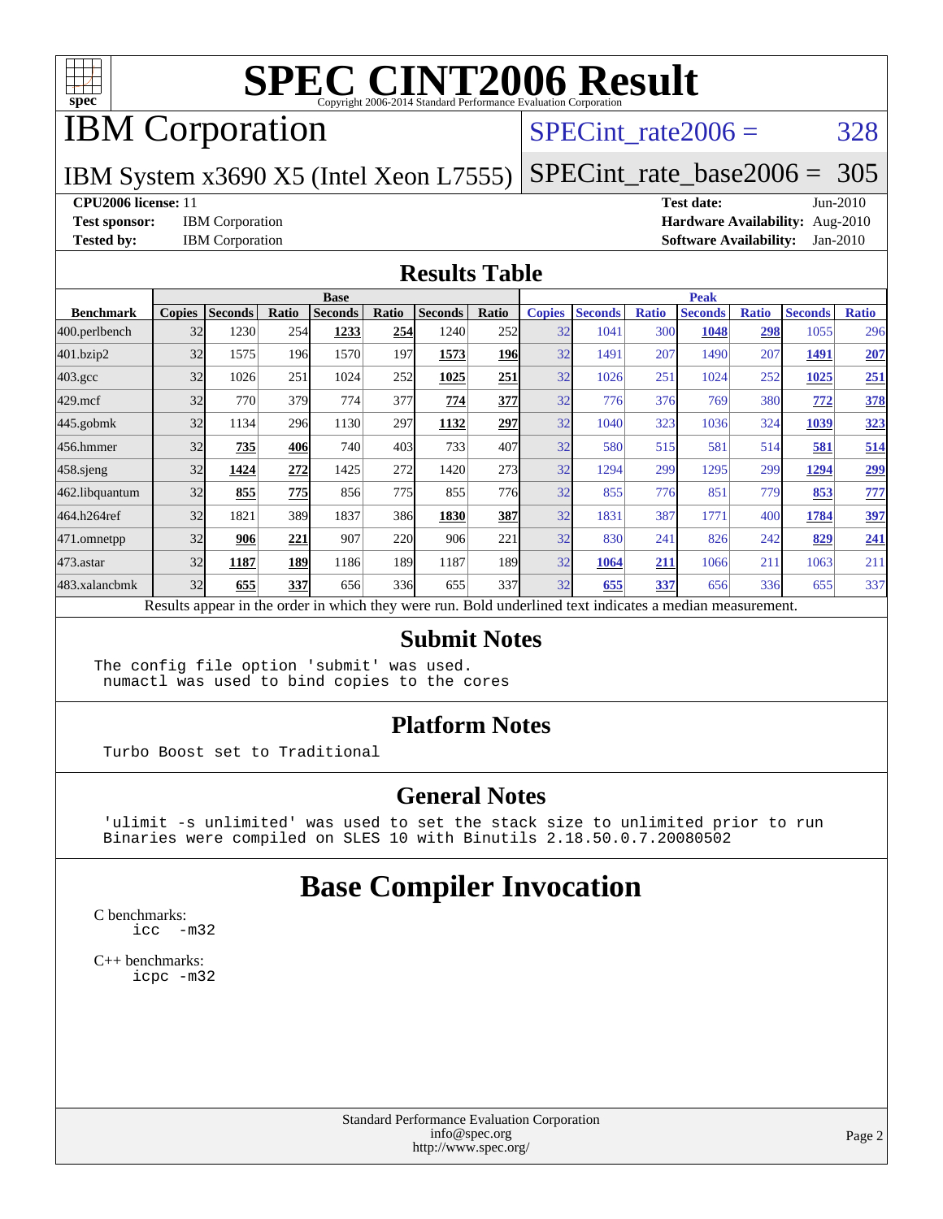# SPEC CINT2006 Result

Copyright 2006-2014 Standard Performance Evaluation Corporation

# IBM Corporation

IBM System x3690 X5 (Intel Xeon L7555)

SPECint_rate2006 = 328

SPECint_rate_base2006 = 305

**CPU2006 license:** 11

**Test sponsor:** IBM Corporation

**Tested by:** IBM Corporation

**Test date:** Jun-2010

**Hardware Availability:** Aug-2010

**Software Availability:** Jan-2010

## Results Table

| | Base | | | | | | | Peak | | | | | | |
|---|---|---|---|---|---|---|---|---|---|---|---|---|---|---|
| **Benchmark** | **Copies** | **Seconds** | **Ratio** | **Seconds** | **Ratio** | **Seconds** | **Ratio** | **Copies** | **Seconds** | **Ratio** | **Seconds** | **Ratio** | **Seconds** | **Ratio** |
| 400.perlbench | 32 | 1230 | 254 | **1233** | **254** | 1240 | 252 | 32 | 1041 | 300 | **1048** | **298** | 1055 | 296 |
| 401.bzip2 | 32 | 1575 | 196 | 1570 | 197 | **1573** | **196** | 32 | 1491 | 207 | 1490 | 207 | **1491** | **207** |
| 403.gcc | 32 | 1026 | 251 | 1024 | 252 | **1025** | **251** | 32 | 1026 | 251 | 1024 | 252 | **1025** | **251** |
| 429.mcf | 32 | 770 | 379 | 774 | 377 | **774** | **377** | 32 | 776 | 376 | 769 | 380 | **772** | **378** |
| 445.gobmk | 32 | 1134 | 296 | 1130 | 297 | **1132** | **297** | 32 | 1040 | 323 | 1036 | 324 | **1039** | **323** |
| 456.hmmer | 32 | **735** | **406** | 740 | 403 | 733 | 407 | 32 | 580 | 515 | 581 | 514 | **581** | **514** |
| 458.sjeng | 32 | **1424** | **272** | 1425 | 272 | 1420 | 273 | 32 | 1294 | 299 | 1295 | 299 | **1294** | **299** |
| 462.libquantum | 32 | **855** | **775** | 856 | 775 | 855 | 776 | 32 | 855 | 776 | 851 | 779 | **853** | **777** |
| 464.h264ref | 32 | 1821 | 389 | 1837 | 386 | **1830** | **387** | 32 | 1831 | 387 | 1771 | 400 | **1784** | **397** |
| 471.omnetpp | 32 | **906** | **221** | 907 | 220 | 906 | 221 | 32 | 830 | 241 | 826 | 242 | **829** | **241** |
| 473.astar | 32 | **1187** | **189** | 1186 | 189 | 1187 | 189 | 32 | **1064** | **211** | 1066 | 211 | 1063 | 211 |
| 483.xalancbmk | 32 | **655** | **337** | 656 | 336 | 655 | 337 | 32 | **655** | **337** | 656 | 336 | 655 | 337 |

Results appear in the order in which they were run. Bold underlined text indicates a median measurement.

## Submit Notes

```
The config file option 'submit' was used.
 numactl was used to bind copies to the cores
```

## Platform Notes

```
Turbo Boost set to Traditional
```

## General Notes

```
'ulimit -s unlimited' was used to set the stack size to unlimited prior to run
Binaries were compiled on SLES 10 with Binutils 2.18.50.0.7.20080502
```

# Base Compiler Invocation

C benchmarks:

```
icc  -m32
```

C++ benchmarks:

```
icpc -m32
```

Standard Performance Evaluation Corporation
info@spec.org
http://www.spec.org/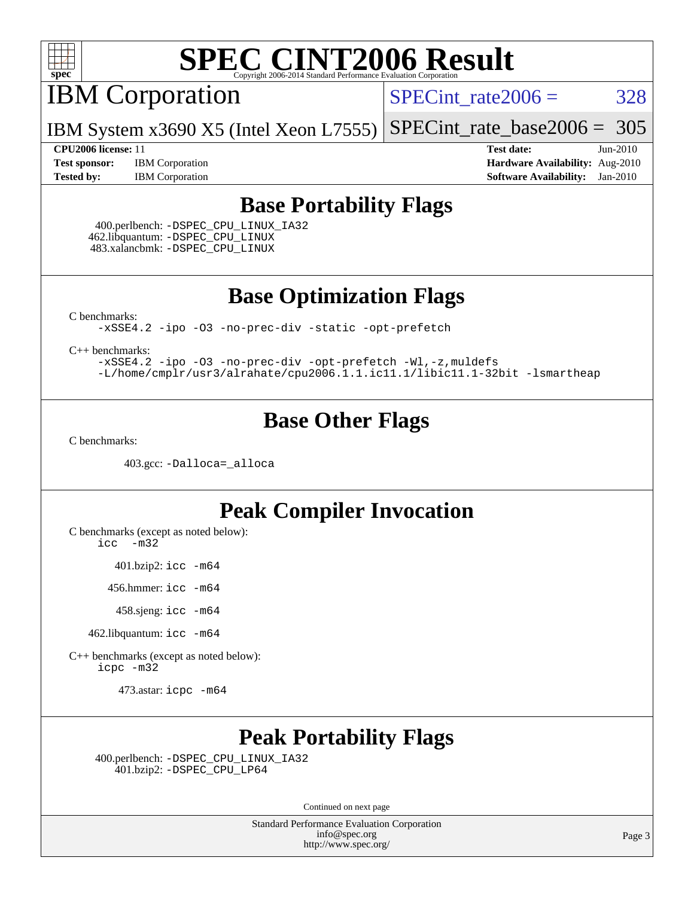# SPEC CINT2006 Result

Copyright 2006-2014 Standard Performance Evaluation Corporation

## IBM Corporation

IBM System x3690 X5 (Intel Xeon L7555)

SPECint_rate2006 = 328

SPECint_rate_base2006 = 305

**CPU2006 license:** 11
**Test sponsor:** IBM Corporation
**Tested by:** IBM Corporation

**Test date:** Jun-2010
**Hardware Availability:** Aug-2010
**Software Availability:** Jan-2010

## Base Portability Flags

400.perlbench: -DSPEC_CPU_LINUX_IA32
462.libquantum: -DSPEC_CPU_LINUX
483.xalancbmk: -DSPEC_CPU_LINUX

## Base Optimization Flags

C benchmarks:

-xSSE4.2 -ipo -O3 -no-prec-div -static -opt-prefetch

C++ benchmarks:

-xSSE4.2 -ipo -O3 -no-prec-div -opt-prefetch -Wl,-z,muldefs
-L/home/cmplr/usr3/alrahate/cpu2006.1.1.ic11.1/libic11.1-32bit -lsmartheap

## Base Other Flags

C benchmarks:

403.gcc: -Dalloca=_alloca

## Peak Compiler Invocation

C benchmarks (except as noted below):

icc -m32

401.bzip2: icc -m64

456.hmmer: icc -m64

458.sjeng: icc -m64

462.libquantum: icc -m64

C++ benchmarks (except as noted below):

icpc -m32

473.astar: icpc -m64

## Peak Portability Flags

400.perlbench: -DSPEC_CPU_LINUX_IA32
401.bzip2: -DSPEC_CPU_LP64

Continued on next page

Standard Performance Evaluation Corporation
info@spec.org
http://www.spec.org/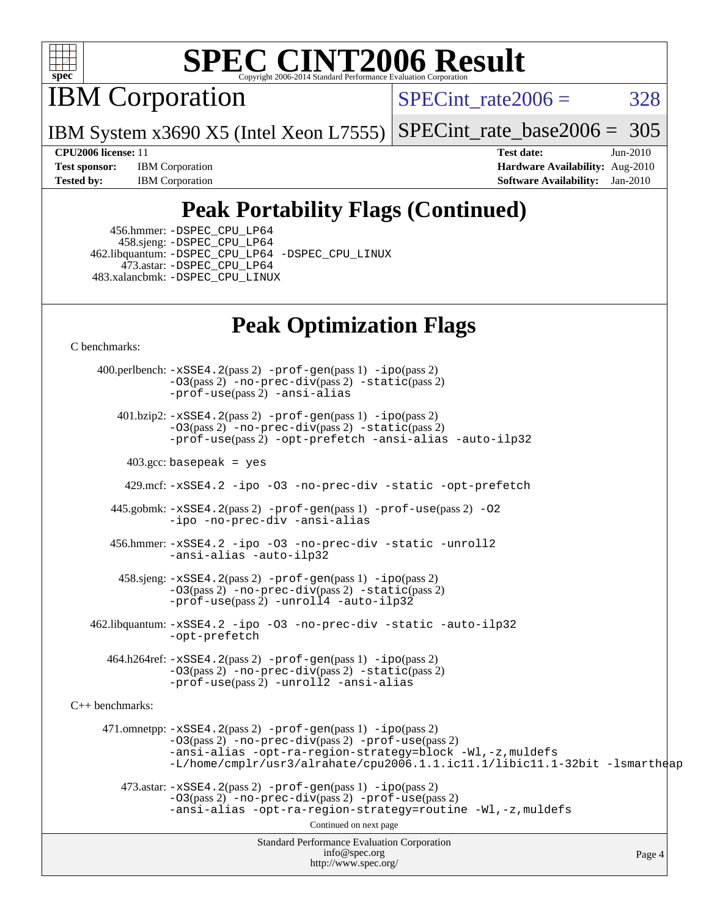# SPEC CINT2006 Result

Copyright 2006-2014 Standard Performance Evaluation Corporation

## IBM Corporation

IBM System x3690 X5 (Intel Xeon L7555)

SPECint_rate2006 = 328

SPECint_rate_base2006 = 305

**CPU2006 license:** 11

**Test sponsor:** IBM Corporation

**Tested by:** IBM Corporation

**Test date:** Jun-2010

**Hardware Availability:** Aug-2010

**Software Availability:** Jan-2010

## Peak Portability Flags (Continued)

456.hmmer: -DSPEC_CPU_LP64
458.sjeng: -DSPEC_CPU_LP64
462.libquantum: -DSPEC_CPU_LP64 -DSPEC_CPU_LINUX
473.astar: -DSPEC_CPU_LP64
483.xalancbmk: -DSPEC_CPU_LINUX

## Peak Optimization Flags

C benchmarks:

400.perlbench: -xSSE4.2(pass 2) -prof-gen(pass 1) -ipo(pass 2) -O3(pass 2) -no-prec-div(pass 2) -static(pass 2) -prof-use(pass 2) -ansi-alias

401.bzip2: -xSSE4.2(pass 2) -prof-gen(pass 1) -ipo(pass 2) -O3(pass 2) -no-prec-div(pass 2) -static(pass 2) -prof-use(pass 2) -opt-prefetch -ansi-alias -auto-ilp32

403.gcc: basepeak = yes

429.mcf: -xSSE4.2 -ipo -O3 -no-prec-div -static -opt-prefetch

445.gobmk: -xSSE4.2(pass 2) -prof-gen(pass 1) -prof-use(pass 2) -O2 -ipo -no-prec-div -ansi-alias

456.hmmer: -xSSE4.2 -ipo -O3 -no-prec-div -static -unroll2 -ansi-alias -auto-ilp32

458.sjeng: -xSSE4.2(pass 2) -prof-gen(pass 1) -ipo(pass 2) -O3(pass 2) -no-prec-div(pass 2) -static(pass 2) -prof-use(pass 2) -unroll4 -auto-ilp32

462.libquantum: -xSSE4.2 -ipo -O3 -no-prec-div -static -auto-ilp32 -opt-prefetch

464.h264ref: -xSSE4.2(pass 2) -prof-gen(pass 1) -ipo(pass 2) -O3(pass 2) -no-prec-div(pass 2) -static(pass 2) -prof-use(pass 2) -unroll2 -ansi-alias

C++ benchmarks:

471.omnetpp: -xSSE4.2(pass 2) -prof-gen(pass 1) -ipo(pass 2) -O3(pass 2) -no-prec-div(pass 2) -prof-use(pass 2) -ansi-alias -opt-ra-region-strategy=block -Wl,-z,muldefs -L/home/cmplr/usr3/alrahate/cpu2006.1.1.ic11.1/libic11.1-32bit -lsmartheap

473.astar: -xSSE4.2(pass 2) -prof-gen(pass 1) -ipo(pass 2) -O3(pass 2) -no-prec-div(pass 2) -prof-use(pass 2) -ansi-alias -opt-ra-region-strategy=routine -Wl,-z,muldefs

Continued on next page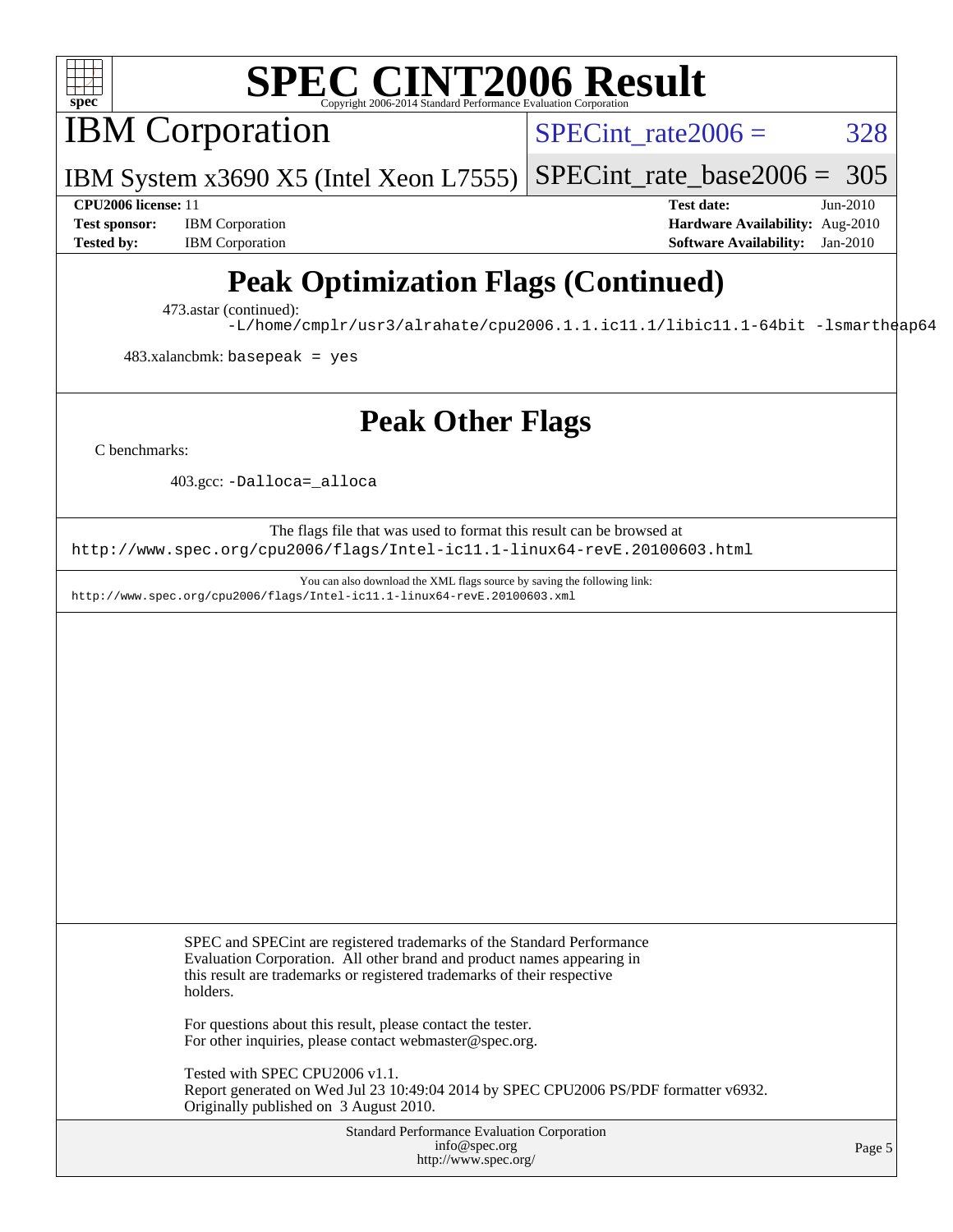# SPEC CINT2006 Result

Copyright 2006-2014 Standard Performance Evaluation Corporation

## IBM Corporation

IBM System x3690 X5 (Intel Xeon L7555)

SPECint_rate2006 = 328

SPECint_rate_base2006 = 305

**CPU2006 license:** 11
**Test sponsor:** IBM Corporation
**Tested by:** IBM Corporation

**Test date:** Jun-2010
**Hardware Availability:** Aug-2010
**Software Availability:** Jan-2010

## Peak Optimization Flags (Continued)

473.astar (continued):
-L/home/cmplr/usr3/alrahate/cpu2006.1.1.ic11.1/libic11.1-64bit -lsmartheap64

483.xalancbmk: basepeak = yes

## Peak Other Flags

C benchmarks:

403.gcc: -Dalloca=_alloca

The flags file that was used to format this result can be browsed at
http://www.spec.org/cpu2006/flags/Intel-ic11.1-linux64-revE.20100603.html

You can also download the XML flags source by saving the following link:
http://www.spec.org/cpu2006/flags/Intel-ic11.1-linux64-revE.20100603.xml

SPEC and SPECint are registered trademarks of the Standard Performance Evaluation Corporation. All other brand and product names appearing in this result are trademarks or registered trademarks of their respective holders.

For questions about this result, please contact the tester.
For other inquiries, please contact webmaster@spec.org.

Tested with SPEC CPU2006 v1.1.
Report generated on Wed Jul 23 10:49:04 2014 by SPEC CPU2006 PS/PDF formatter v6932.
Originally published on 3 August 2010.

Standard Performance Evaluation Corporation
info@spec.org
http://www.spec.org/